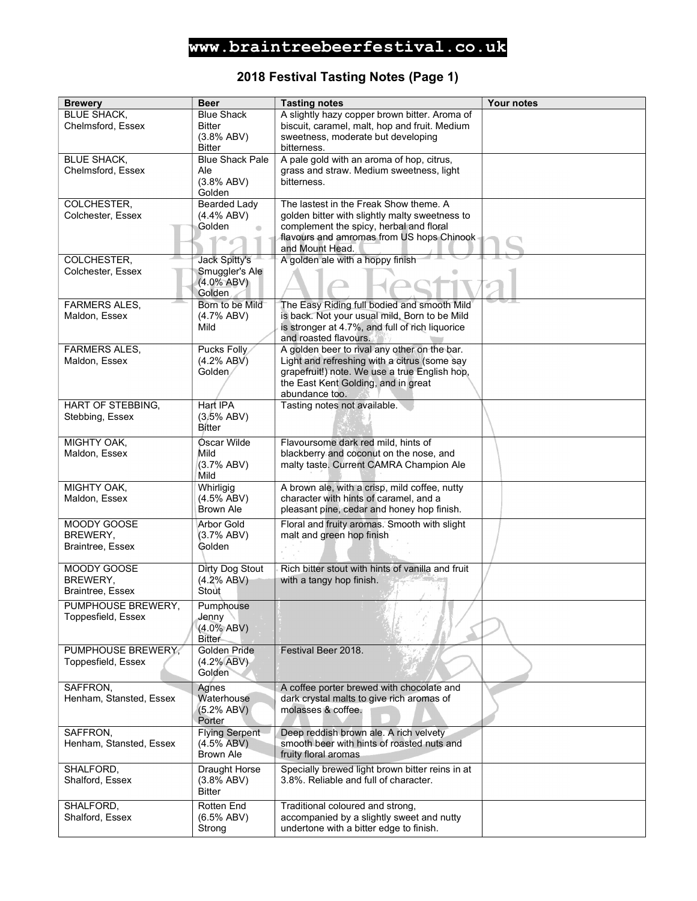www.braintreebeerfestival.co.uk

## 2018 Festival Tasting Notes (Page 1)

| Brewery | Beer | Tasting notes | Your notes |
|---|---|---|---|
| BLUE SHACK, Chelmsford, Essex | Blue Shack Bitter (3.8% ABV) Bitter | A slightly hazy copper brown bitter. Aroma of biscuit, caramel, malt, hop and fruit. Medium sweetness, moderate but developing bitterness. | |
| BLUE SHACK, Chelmsford, Essex | Blue Shack Pale Ale (3.8% ABV) Golden | A pale gold with an aroma of hop, citrus, grass and straw. Medium sweetness, light bitterness. | |
| COLCHESTER, Colchester, Essex | Bearded Lady (4.4% ABV) Golden | The lastest in the Freak Show theme. A golden bitter with slightly malty sweetness to complement the spicy, herbal and floral flavours and amromas from US hops Chinook and Mount Head. | |
| COLCHESTER, Colchester, Essex | Jack Spitty's Smuggler's Ale (4.0% ABV) Golden | A golden ale with a hoppy finish | |
| FARMERS ALES, Maldon, Essex | Born to be Mild (4.7% ABV) Mild | The Easy Riding full bodied and smooth Mild is back. Not your usual mild, Born to be Mild is stronger at 4.7%, and full of rich liquorice and roasted flavours. | |
| FARMERS ALES, Maldon, Essex | Pucks Folly (4.2% ABV) Golden | A golden beer to rival any other on the bar. Light and refreshing with a citrus (some say grapefruit!) note. We use a true English hop, the East Kent Golding, and in great abundance too. | |
| HART OF STEBBING, Stebbing, Essex | Hart IPA (3.5% ABV) Bitter | Tasting notes not available. | |
| MIGHTY OAK, Maldon, Essex | Oscar Wilde Mild (3.7% ABV) Mild | Flavoursome dark red mild, hints of blackberry and coconut on the nose, and malty taste. Current CAMRA Champion Ale | |
| MIGHTY OAK, Maldon, Essex | Whirligig (4.5% ABV) Brown Ale | A brown ale, with a crisp, mild coffee, nutty character with hints of caramel, and a pleasant pine, cedar and honey hop finish. | |
| MOODY GOOSE BREWERY, Braintree, Essex | Arbor Gold (3.7% ABV) Golden | Floral and fruity aromas. Smooth with slight malt and green hop finish | |
| MOODY GOOSE BREWERY, Braintree, Essex | Dirty Dog Stout (4.2% ABV) Stout | Rich bitter stout with hints of vanilla and fruit with a tangy hop finish. | |
| PUMPHOUSE BREWERY, Toppesfield, Essex | Pumphouse Jenny (4.0% ABV) Bitter | | |
| PUMPHOUSE BREWERY, Toppesfield, Essex | Golden Pride (4.2% ABV) Golden | Festival Beer 2018. | |
| SAFFRON, Henham, Stansted, Essex | Agnes Waterhouse (5.2% ABV) Porter | A coffee porter brewed with chocolate and dark crystal malts to give rich aromas of molasses & coffee. | |
| SAFFRON, Henham, Stansted, Essex | Flying Serpent (4.5% ABV) Brown Ale | Deep reddish brown ale. A rich velvety smooth beer with hints of roasted nuts and fruity floral aromas | |
| SHALFORD, Shalford, Essex | Draught Horse (3.8% ABV) Bitter | Specially brewed light brown bitter reins in at 3.8%. Reliable and full of character. | |
| SHALFORD, Shalford, Essex | Rotten End (6.5% ABV) Strong | Traditional coloured and strong, accompanied by a slightly sweet and nutty undertone with a bitter edge to finish. | |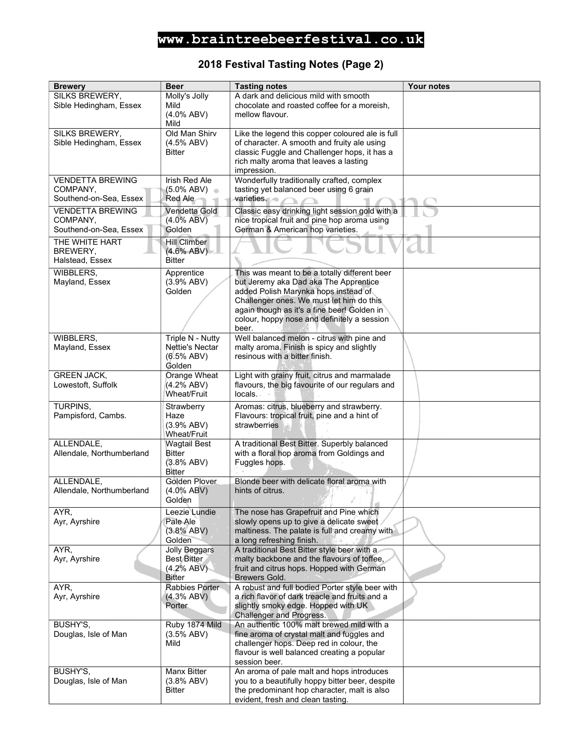**www.braintreebeerfestival.co.uk**

## 2018 Festival Tasting Notes (Page 2)

| Brewery | Beer | Tasting notes | Your notes |
|---|---|---|---|
| SILKS BREWERY, Sible Hedingham, Essex | Molly's Jolly Mild (4.0% ABV) Mild | A dark and delicious mild with smooth chocolate and roasted coffee for a moreish, mellow flavour. | |
| SILKS BREWERY, Sible Hedingham, Essex | Old Man Shirv (4.5% ABV) Bitter | Like the legend this copper coloured ale is full of character. A smooth and fruity ale using classic Fuggle and Challenger hops, it has a rich malty aroma that leaves a lasting impression. | |
| VENDETTA BREWING COMPANY, Southend-on-Sea, Essex | Irish Red Ale (5.0% ABV) Red Ale | Wonderfully traditionally crafted, complex tasting yet balanced beer using 6 grain varieties. | |
| VENDETTA BREWING COMPANY, Southend-on-Sea, Essex | Vendetta Gold (4.0% ABV) Golden | Classic easy drinking light session gold with a nice tropical fruit and pine hop aroma using German & American hop varieties. | |
| THE WHITE HART BREWERY, Halstead, Essex | Hill Climber (4.6% ABV) Bitter | | |
| WIBBLERS, Mayland, Essex | Apprentice (3.9% ABV) Golden | This was meant to be a totally different beer but Jeremy aka Dad aka The Apprentice added Polish Marynka hops instead of Challenger ones. We must let him do this again though as it's a fine beer! Golden in colour, hoppy nose and definitely a session beer. | |
| WIBBLERS, Mayland, Essex | Triple N - Nutty Nettie's Nectar (6.5% ABV) Golden | Well balanced melon - citrus with pine and malty aroma. Finish is spicy and slightly resinous with a bitter finish. | |
| GREEN JACK, Lowestoft, Suffolk | Orange Wheat (4.2% ABV) Wheat/Fruit | Light with grainy fruit, citrus and marmalade flavours, the big favourite of our regulars and locals. | |
| TURPINS, Pampisford, Cambs. | Strawberry Haze (3.9% ABV) Wheat/Fruit | Aromas: citrus, blueberry and strawberry. Flavours: tropical fruit, pine and a hint of strawberries | |
| ALLENDALE, Allendale, Northumberland | Wagtail Best Bitter (3.8% ABV) Bitter | A traditional Best Bitter. Superbly balanced with a floral hop aroma from Goldings and Fuggles hops. | |
| ALLENDALE, Allendale, Northumberland | Golden Plover (4.0% ABV) Golden | Blonde beer with delicate floral aroma with hints of citrus. | |
| AYR, Ayr, Ayrshire | Leezie Lundie Pale Ale (3.8% ABV) Golden | The nose has Grapefruit and Pine which slowly opens up to give a delicate sweet maltiness. The palate is full and creamy with a long refreshing finish. | |
| AYR, Ayr, Ayrshire | Jolly Beggars Best Bitter (4.2% ABV) Bitter | A traditional Best Bitter style beer with a malty backbone and the flavours of toffee, fruit and citrus hops. Hopped with German Brewers Gold. | |
| AYR, Ayr, Ayrshire | Rabbies Porter (4.3% ABV) Porter | A robust and full bodied Porter style beer with a rich flavor of dark treacle and fruits and a slightly smoky edge. Hopped with UK Challenger and Progress. | |
| BUSHY'S, Douglas, Isle of Man | Ruby 1874 Mild (3.5% ABV) Mild | An authentic 100% malt brewed mild with a fine aroma of crystal malt and fuggles and challenger hops. Deep red in colour, the flavour is well balanced creating a popular session beer. | |
| BUSHY'S, Douglas, Isle of Man | Manx Bitter (3.8% ABV) Bitter | An aroma of pale malt and hops introduces you to a beautifully hoppy bitter beer, despite the predominant hop character, malt is also evident, fresh and clean tasting. | |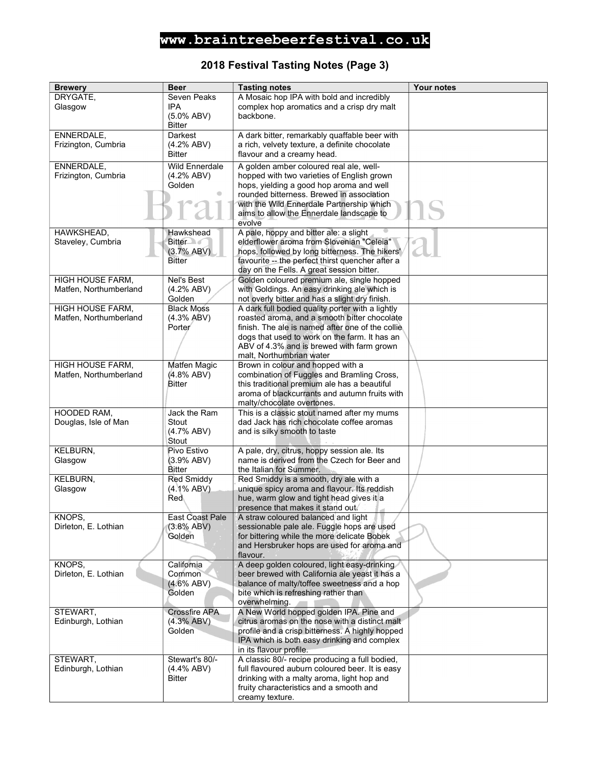www.braintreebeerfestival.co.uk

## 2018 Festival Tasting Notes (Page 3)

| Brewery | Beer | Tasting notes | Your notes |
|---|---|---|---|
| DRYGATE, Glasgow | Seven Peaks IPA (5.0% ABV) Bitter | A Mosaic hop IPA with bold and incredibly complex hop aromatics and a crisp dry malt backbone. | |
| ENNERDALE, Frizington, Cumbria | Darkest (4.2% ABV) Bitter | A dark bitter, remarkably quaffable beer with a rich, velvety texture, a definite chocolate flavour and a creamy head. | |
| ENNERDALE, Frizington, Cumbria | Wild Ennerdale (4.2% ABV) Golden | A golden amber coloured real ale, well-hopped with two varieties of English grown hops, yielding a good hop aroma and well rounded bitterness. Brewed in association with the Wild Ennerdale Partnership which aims to allow the Ennerdale landscape to evolve | |
| HAWKSHEAD, Staveley, Cumbria | Hawkshead Bitter (3.7% ABV) Bitter | A pale, hoppy and bitter ale: a slight elderflower aroma from Slovenian "Celeia" hops, followed by long bitterness. The hikers' favourite -- the perfect thirst quencher after a day on the Fells. A great session bitter. | |
| HIGH HOUSE FARM, Matfen, Northumberland | Nel's Best (4.2% ABV) Golden | Golden coloured premium ale, single hopped with Goldings. An easy drinking ale which is not overly bitter and has a slight dry finish. | |
| HIGH HOUSE FARM, Matfen, Northumberland | Black Moss (4.3% ABV) Porter | A dark full bodied quality porter with a lightly roasted aroma, and a smooth bitter chocolate finish. The ale is named after one of the collie dogs that used to work on the farm. It has an ABV of 4.3% and is brewed with farm grown malt, Northumbrian water | |
| HIGH HOUSE FARM, Matfen, Northumberland | Matfen Magic (4.8% ABV) Bitter | Brown in colour and hopped with a combination of Fuggles and Bramling Cross, this traditional premium ale has a beautiful aroma of blackcurrants and autumn fruits with malty/chocolate overtones. | |
| HOODED RAM, Douglas, Isle of Man | Jack the Ram Stout (4.7% ABV) Stout | This is a classic stout named after my mums dad Jack has rich chocolate coffee aromas and is silky smooth to taste | |
| KELBURN, Glasgow | Pivo Estivo (3.9% ABV) Bitter | A pale, dry, citrus, hoppy session ale. Its name is derived from the Czech for Beer and the Italian for Summer. | |
| KELBURN, Glasgow | Red Smiddy (4.1% ABV) Red | Red Smiddy is a smooth, dry ale with a unique spicy aroma and flavour. Its reddish hue, warm glow and tight head gives it a presence that makes it stand out. | |
| KNOPS, Dirleton, E. Lothian | East Coast Pale (3.8% ABV) Golden | A straw coloured balanced and light sessionable pale ale. Fuggle hops are used for bittering while the more delicate Bobek and Hersbruker hops are used for aroma and flavour. | |
| KNOPS, Dirleton, E. Lothian | California Common (4.6% ABV) Golden | A deep golden coloured, light easy-drinking beer brewed with California ale yeast it has a balance of malty/toffee sweetness and a hop bite which is refreshing rather than overwhelming. | |
| STEWART, Edinburgh, Lothian | Crossfire APA (4.3% ABV) Golden | A New World hopped golden IPA. Pine and citrus aromas on the nose with a distinct malt profile and a crisp bitterness. A highly hopped IPA which is both easy drinking and complex in its flavour profile. | |
| STEWART, Edinburgh, Lothian | Stewart's 80/- (4.4% ABV) Bitter | A classic 80/- recipe producing a full bodied, full flavoured auburn coloured beer. It is easy drinking with a malty aroma, light hop and fruity characteristics and a smooth and creamy texture. | |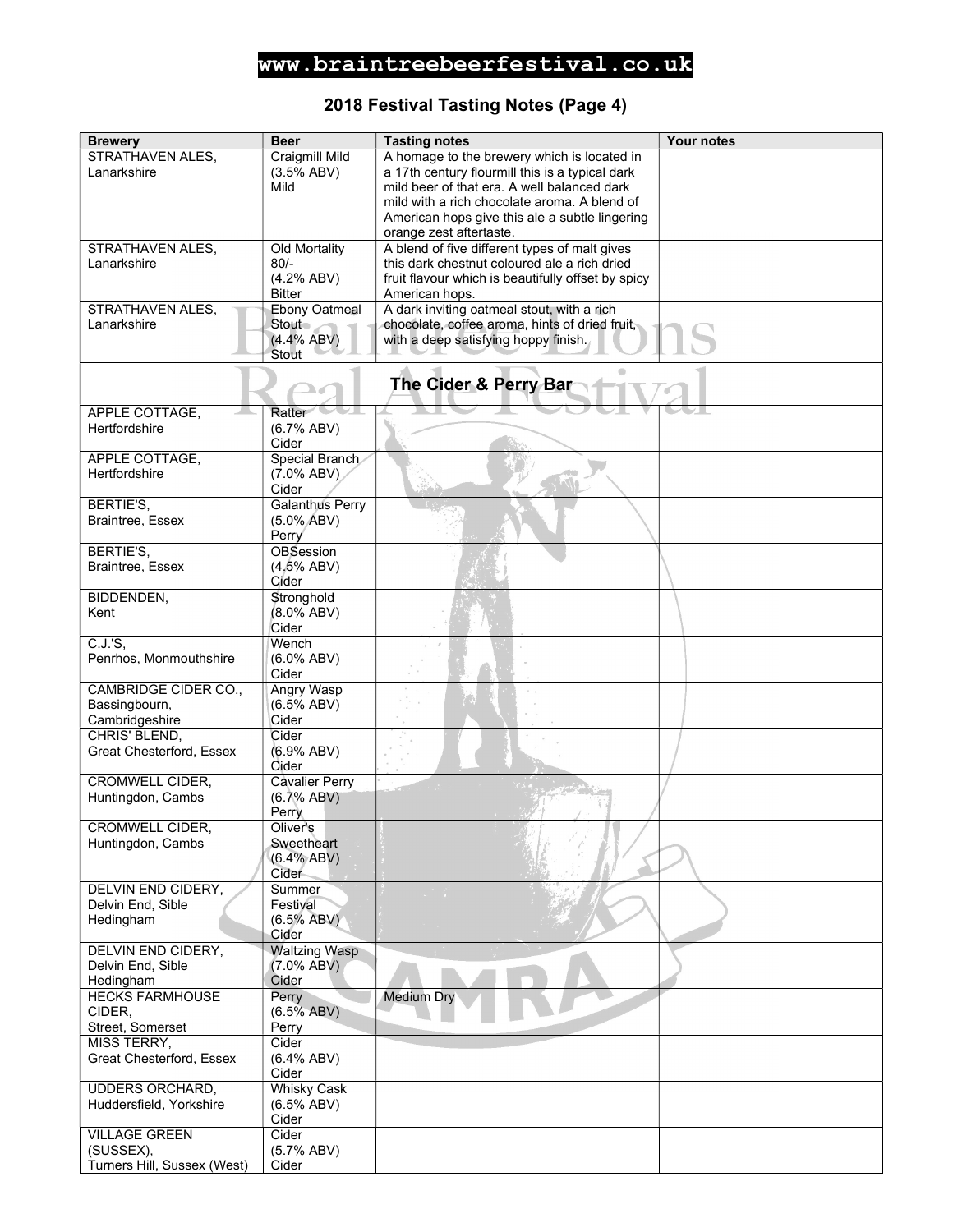www.braintreebeerfestival.co.uk

## 2018 Festival Tasting Notes (Page 4)

| Brewery | Beer | Tasting notes | Your notes |
|---|---|---|---|
| STRATHAVEN ALES, Lanarkshire | Craigmill Mild (3.5% ABV) Mild | A homage to the brewery which is located in a 17th century flourmill this is a typical dark mild beer of that era. A well balanced dark mild with a rich chocolate aroma. A blend of American hops give this ale a subtle lingering orange zest aftertaste. | |
| STRATHAVEN ALES, Lanarkshire | Old Mortality 80/- (4.2% ABV) Bitter | A blend of five different types of malt gives this dark chestnut coloured ale a rich dried fruit flavour which is beautifully offset by spicy American hops. | |
| STRATHAVEN ALES, Lanarkshire | Ebony Oatmeal Stout (4.4% ABV) Stout | A dark inviting oatmeal stout, with a rich chocolate, coffee aroma, hints of dried fruit, with a deep satisfying hoppy finish. | |
| | **The Cider & Perry Bar** | | |
| APPLE COTTAGE, Hertfordshire | Ratter (6.7% ABV) Cider | | |
| APPLE COTTAGE, Hertfordshire | Special Branch (7.0% ABV) Cider | | |
| BERTIE'S, Braintree, Essex | Galanthus Perry (5.0% ABV) Perry | | |
| BERTIE'S, Braintree, Essex | OBSession (4.5% ABV) Cider | | |
| BIDDENDEN, Kent | Stronghold (8.0% ABV) Cider | | |
| C.J.'S, Penrhos, Monmouthshire | Wench (6.0% ABV) Cider | | |
| CAMBRIDGE CIDER CO., Bassingbourn, Cambridgeshire | Angry Wasp (6.5% ABV) Cider | | |
| CHRIS' BLEND, Great Chesterford, Essex | Cider (6.9% ABV) Cider | | |
| CROMWELL CIDER, Huntingdon, Cambs | Cavalier Perry (6.7% ABV) Perry | | |
| CROMWELL CIDER, Huntingdon, Cambs | Oliver's Sweetheart (6.4% ABV) Cider | | |
| DELVIN END CIDERY, Delvin End, Sible Hedingham | Summer Festival (6.5% ABV) Cider | | |
| DELVIN END CIDERY, Delvin End, Sible Hedingham | Waltzing Wasp (7.0% ABV) Cider | | |
| HECKS FARMHOUSE CIDER, Street, Somerset | Perry (6.5% ABV) Perry | Medium Dry | |
| MISS TERRY, Great Chesterford, Essex | Cider (6.4% ABV) Cider | | |
| UDDERS ORCHARD, Huddersfield, Yorkshire | Whisky Cask (6.5% ABV) Cider | | |
| VILLAGE GREEN (SUSSEX), Turners Hill, Sussex (West) | Cider (5.7% ABV) Cider | | |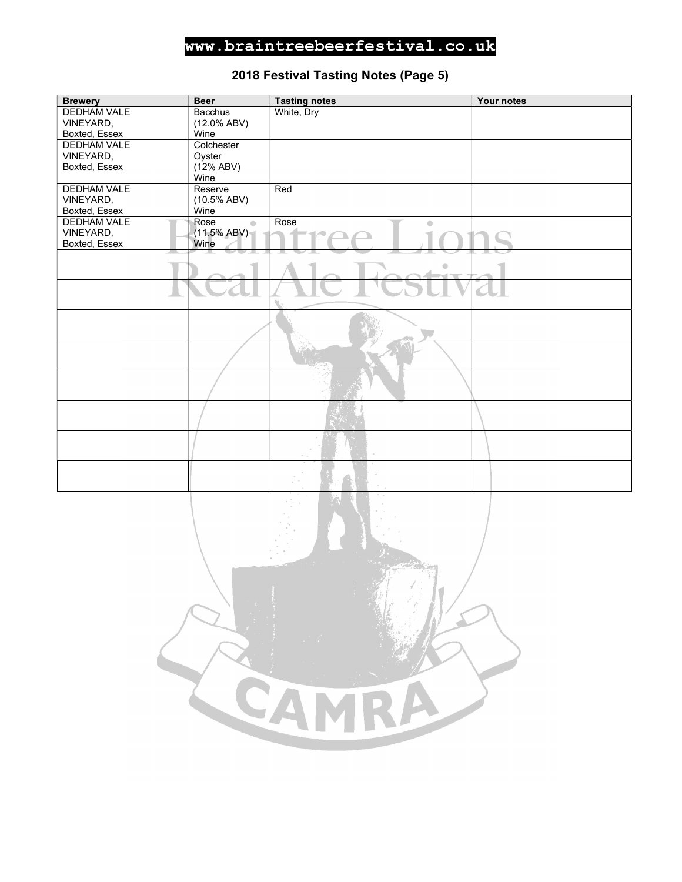**www.braintreebeerfestival.co.uk**

## 2018 Festival Tasting Notes (Page 5)

| Brewery | Beer | Tasting notes | Your notes |
|---|---|---|---|
| DEDHAM VALE VINEYARD, Boxted, Essex | Bacchus (12.0% ABV) Wine | White, Dry | |
| DEDHAM VALE VINEYARD, Boxted, Essex | Colchester Oyster (12% ABV) Wine | | |
| DEDHAM VALE VINEYARD, Boxted, Essex | Reserve (10.5% ABV) Wine | Red | |
| DEDHAM VALE VINEYARD, Boxted, Essex | Rose (11.5% ABV) Wine | Rose | |
| | | | |
| | | | |
| | | | |
| | | | |
| | | | |
| | | | |
| | | | |
| | | | |